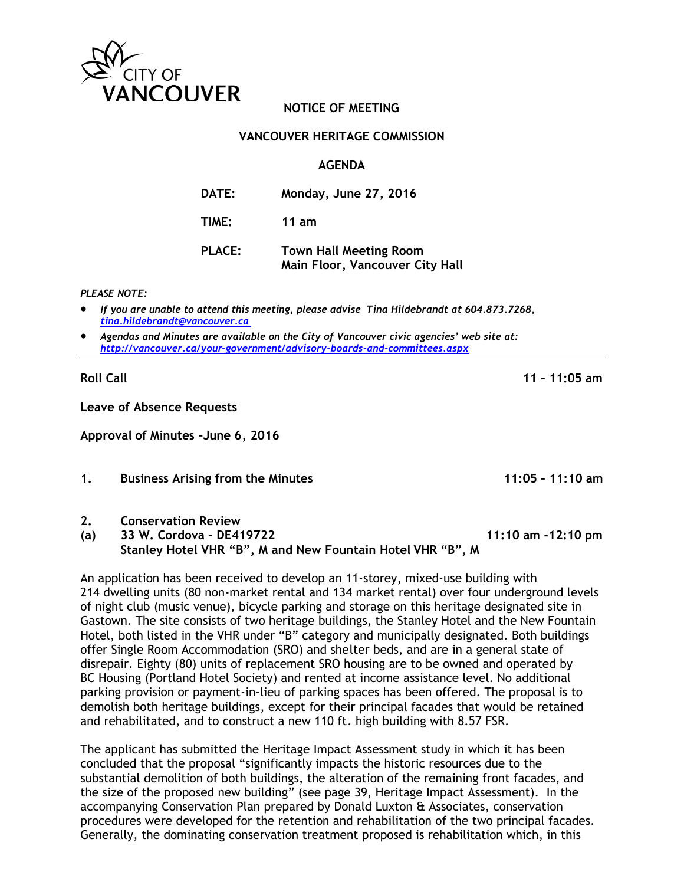CITY OF VANCOUVER

# NOTICE OF MEETING

## VANCOUVER HERITAGE COMMISSION

## AGENDA

| | |
|---|---|
| **DATE:** | **Monday, June 27, 2016** |
| **TIME:** | **11 am** |
| **PLACE:** | **Town Hall Meeting Room**<br>**Main Floor, Vancouver City Hall** |

*PLEASE NOTE:*

- *If you are unable to attend this meeting, please advise Tina Hildebrandt at 604.873.7268, [tina.hildebrandt@vancouver.ca](mailto:tina.hildebrandt@vancouver.ca)*
- *Agendas and Minutes are available on the City of Vancouver civic agencies' web site at: [http://vancouver.ca/your-government/advisory-boards-and-committees.aspx](http://vancouver.ca/your-government/advisory-boards-and-committees.aspx)*

---

**Roll Call** **11 – 11:05 am**

**Leave of Absence Requests**

**Approval of Minutes –June 6, 2016**

**1. Business Arising from the Minutes** **11:05 – 11:10 am**

**2. Conservation Review**

**(a) 33 W. Cordova – DE419722** **11:10 am -12:10 pm**
**Stanley Hotel VHR "B", M and New Fountain Hotel VHR "B", M**

An application has been received to develop an 11-storey, mixed-use building with 214 dwelling units (80 non-market rental and 134 market rental) over four underground levels of night club (music venue), bicycle parking and storage on this heritage designated site in Gastown. The site consists of two heritage buildings, the Stanley Hotel and the New Fountain Hotel, both listed in the VHR under "B" category and municipally designated. Both buildings offer Single Room Accommodation (SRO) and shelter beds, and are in a general state of disrepair. Eighty (80) units of replacement SRO housing are to be owned and operated by BC Housing (Portland Hotel Society) and rented at income assistance level. No additional parking provision or payment-in-lieu of parking spaces has been offered. The proposal is to demolish both heritage buildings, except for their principal facades that would be retained and rehabilitated, and to construct a new 110 ft. high building with 8.57 FSR.

The applicant has submitted the Heritage Impact Assessment study in which it has been concluded that the proposal "significantly impacts the historic resources due to the substantial demolition of both buildings, the alteration of the remaining front facades, and the size of the proposed new building" (see page 39, Heritage Impact Assessment). In the accompanying Conservation Plan prepared by Donald Luxton & Associates, conservation procedures were developed for the retention and rehabilitation of the two principal facades. Generally, the dominating conservation treatment proposed is rehabilitation which, in this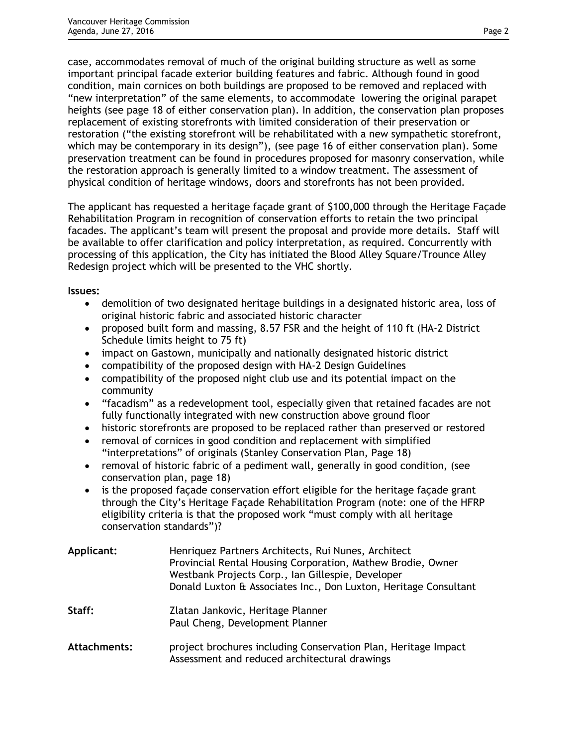case, accommodates removal of much of the original building structure as well as some important principal facade exterior building features and fabric. Although found in good condition, main cornices on both buildings are proposed to be removed and replaced with "new interpretation" of the same elements, to accommodate lowering the original parapet heights (see page 18 of either conservation plan). In addition, the conservation plan proposes replacement of existing storefronts with limited consideration of their preservation or restoration ("the existing storefront will be rehabilitated with a new sympathetic storefront, which may be contemporary in its design"), (see page 16 of either conservation plan). Some preservation treatment can be found in procedures proposed for masonry conservation, while the restoration approach is generally limited to a window treatment. The assessment of physical condition of heritage windows, doors and storefronts has not been provided.

The applicant has requested a heritage façade grant of $100,000 through the Heritage Façade Rehabilitation Program in recognition of conservation efforts to retain the two principal facades. The applicant's team will present the proposal and provide more details. Staff will be available to offer clarification and policy interpretation, as required. Concurrently with processing of this application, the City has initiated the Blood Alley Square/Trounce Alley Redesign project which will be presented to the VHC shortly.

**Issues:**

- demolition of two designated heritage buildings in a designated historic area, loss of original historic fabric and associated historic character
- proposed built form and massing, 8.57 FSR and the height of 110 ft (HA-2 District Schedule limits height to 75 ft)
- impact on Gastown, municipally and nationally designated historic district
- compatibility of the proposed design with HA-2 Design Guidelines
- compatibility of the proposed night club use and its potential impact on the community
- "facadism" as a redevelopment tool, especially given that retained facades are not fully functionally integrated with new construction above ground floor
- historic storefronts are proposed to be replaced rather than preserved or restored
- removal of cornices in good condition and replacement with simplified "interpretations" of originals (Stanley Conservation Plan, Page 18)
- removal of historic fabric of a pediment wall, generally in good condition, (see conservation plan, page 18)
- is the proposed façade conservation effort eligible for the heritage façade grant through the City's Heritage Façade Rehabilitation Program (note: one of the HFRP eligibility criteria is that the proposed work "must comply with all heritage conservation standards")?

**Applicant:** Henriquez Partners Architects, Rui Nunes, Architect
Provincial Rental Housing Corporation, Mathew Brodie, Owner
Westbank Projects Corp., Ian Gillespie, Developer
Donald Luxton & Associates Inc., Don Luxton, Heritage Consultant

**Staff:** Zlatan Jankovic, Heritage Planner
Paul Cheng, Development Planner

**Attachments:** project brochures including Conservation Plan, Heritage Impact Assessment and reduced architectural drawings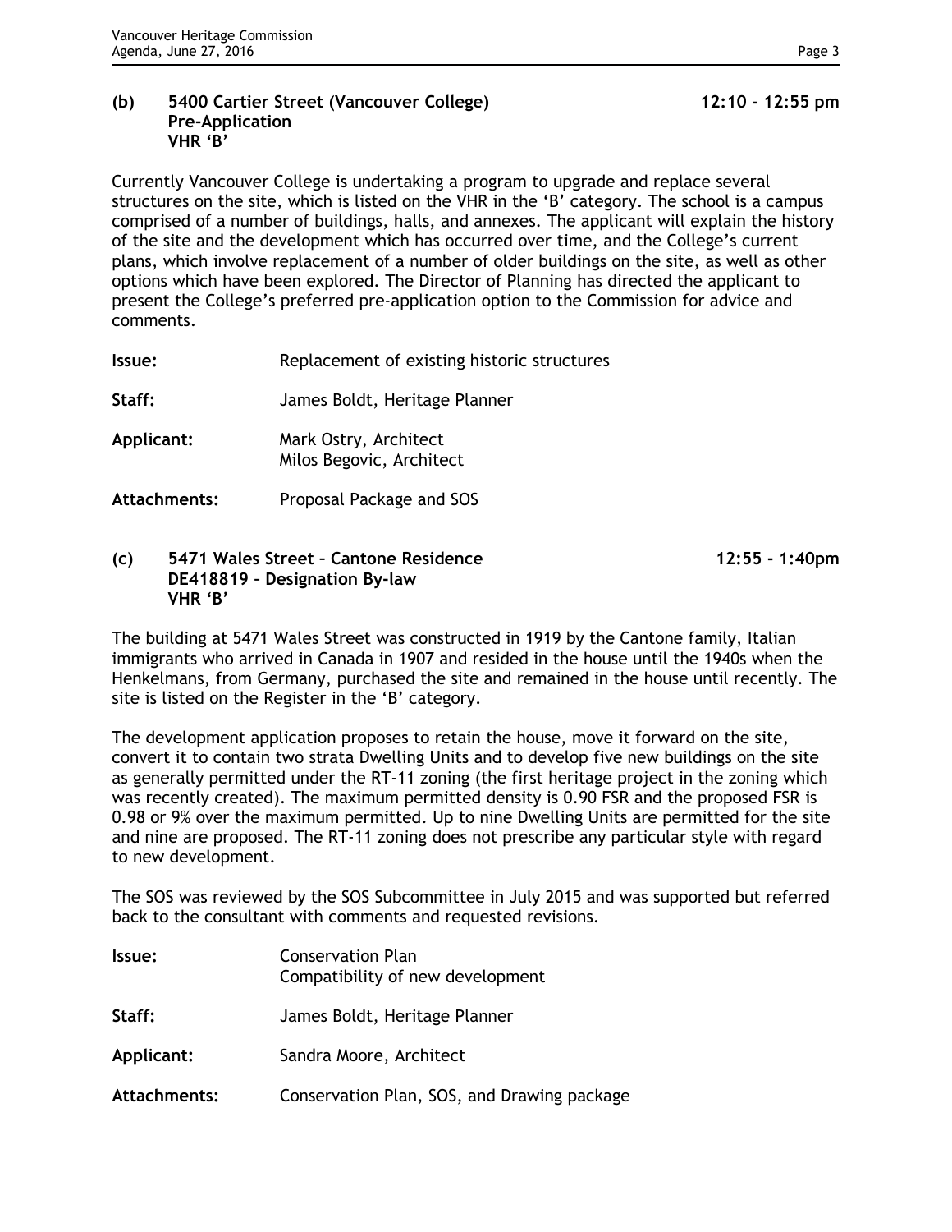**(b) 5400 Cartier Street (Vancouver College)** **12:10 - 12:55 pm**
**Pre-Application**
**VHR 'B'**

Currently Vancouver College is undertaking a program to upgrade and replace several structures on the site, which is listed on the VHR in the 'B' category. The school is a campus comprised of a number of buildings, halls, and annexes. The applicant will explain the history of the site and the development which has occurred over time, and the College's current plans, which involve replacement of a number of older buildings on the site, as well as other options which have been explored. The Director of Planning has directed the applicant to present the College's preferred pre-application option to the Commission for advice and comments.

**Issue:** Replacement of existing historic structures

**Staff:** James Boldt, Heritage Planner

**Applicant:** Mark Ostry, Architect
Milos Begovic, Architect

**Attachments:** Proposal Package and SOS

**(c) 5471 Wales Street – Cantone Residence** **12:55 - 1:40pm**
**DE418819 – Designation By-law**
**VHR 'B'**

The building at 5471 Wales Street was constructed in 1919 by the Cantone family, Italian immigrants who arrived in Canada in 1907 and resided in the house until the 1940s when the Henkelmans, from Germany, purchased the site and remained in the house until recently. The site is listed on the Register in the 'B' category.

The development application proposes to retain the house, move it forward on the site, convert it to contain two strata Dwelling Units and to develop five new buildings on the site as generally permitted under the RT-11 zoning (the first heritage project in the zoning which was recently created). The maximum permitted density is 0.90 FSR and the proposed FSR is 0.98 or 9% over the maximum permitted. Up to nine Dwelling Units are permitted for the site and nine are proposed. The RT-11 zoning does not prescribe any particular style with regard to new development.

The SOS was reviewed by the SOS Subcommittee in July 2015 and was supported but referred back to the consultant with comments and requested revisions.

**Issue:** Conservation Plan
Compatibility of new development

**Staff:** James Boldt, Heritage Planner

**Applicant:** Sandra Moore, Architect

**Attachments:** Conservation Plan, SOS, and Drawing package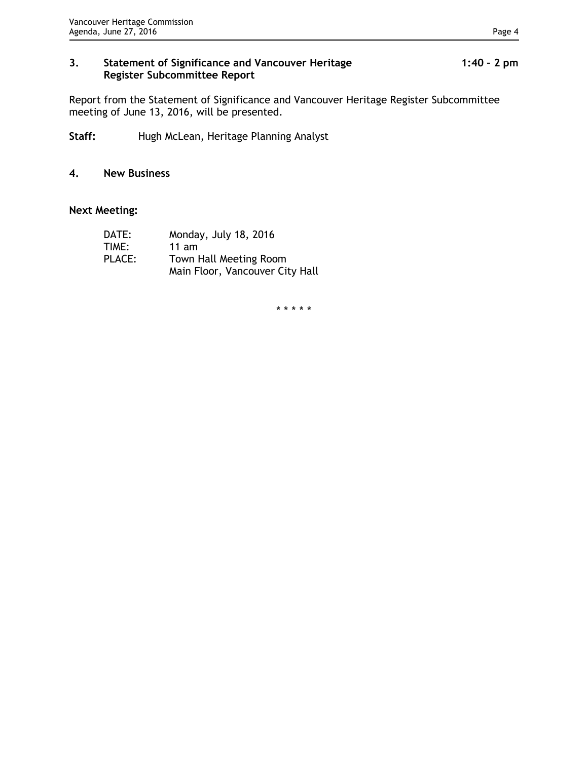### 3. Statement of Significance and Vancouver Heritage Register Subcommittee Report — 1:40 – 2 pm

Report from the Statement of Significance and Vancouver Heritage Register Subcommittee meeting of June 13, 2016, will be presented.

**Staff:** Hugh McLean, Heritage Planning Analyst

### 4. New Business

**Next Meeting:**

DATE: Monday, July 18, 2016
TIME: 11 am
PLACE: Town Hall Meeting Room
Main Floor, Vancouver City Hall

\* \* \* \* \*